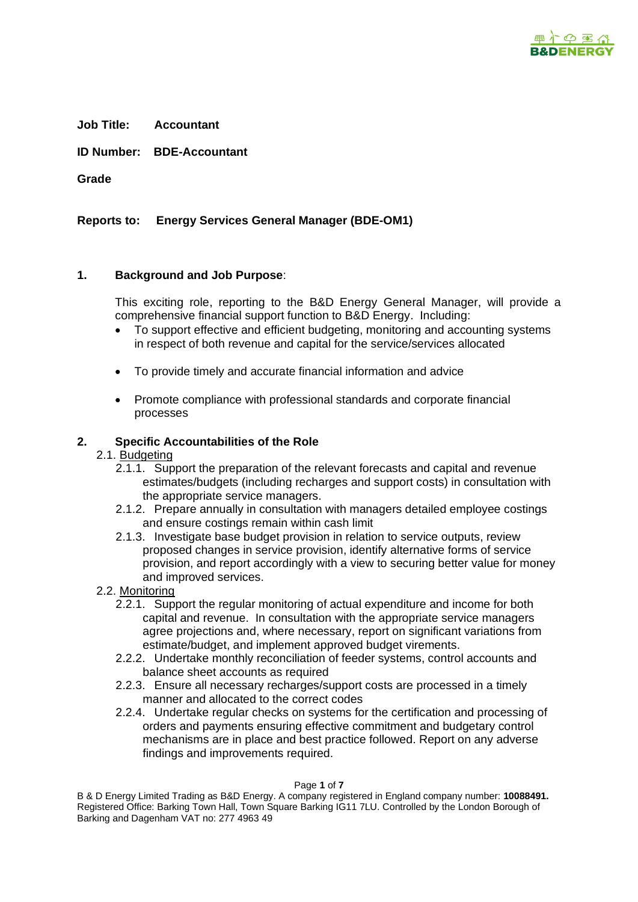**Job Title:** **Accountant**

**ID Number:** **BDE-Accountant**

**Grade**

**Reports to:** **Energy Services General Manager (BDE-OM1)**

## 1. Background and Job Purpose:

This exciting role, reporting to the B&D Energy General Manager, will provide a comprehensive financial support function to B&D Energy. Including:

- To support effective and efficient budgeting, monitoring and accounting systems in respect of both revenue and capital for the service/services allocated
- To provide timely and accurate financial information and advice
- Promote compliance with professional standards and corporate financial processes

## 2. Specific Accountabilities of the Role

2.1. Budgeting

2.1.1. Support the preparation of the relevant forecasts and capital and revenue estimates/budgets (including recharges and support costs) in consultation with the appropriate service managers.

2.1.2. Prepare annually in consultation with managers detailed employee costings and ensure costings remain within cash limit

2.1.3. Investigate base budget provision in relation to service outputs, review proposed changes in service provision, identify alternative forms of service provision, and report accordingly with a view to securing better value for money and improved services.

2.2. Monitoring

2.2.1. Support the regular monitoring of actual expenditure and income for both capital and revenue. In consultation with the appropriate service managers agree projections and, where necessary, report on significant variations from estimate/budget, and implement approved budget virements.

2.2.2. Undertake monthly reconciliation of feeder systems, control accounts and balance sheet accounts as required

2.2.3. Ensure all necessary recharges/support costs are processed in a timely manner and allocated to the correct codes

2.2.4. Undertake regular checks on systems for the certification and processing of orders and payments ensuring effective commitment and budgetary control mechanisms are in place and best practice followed. Report on any adverse findings and improvements required.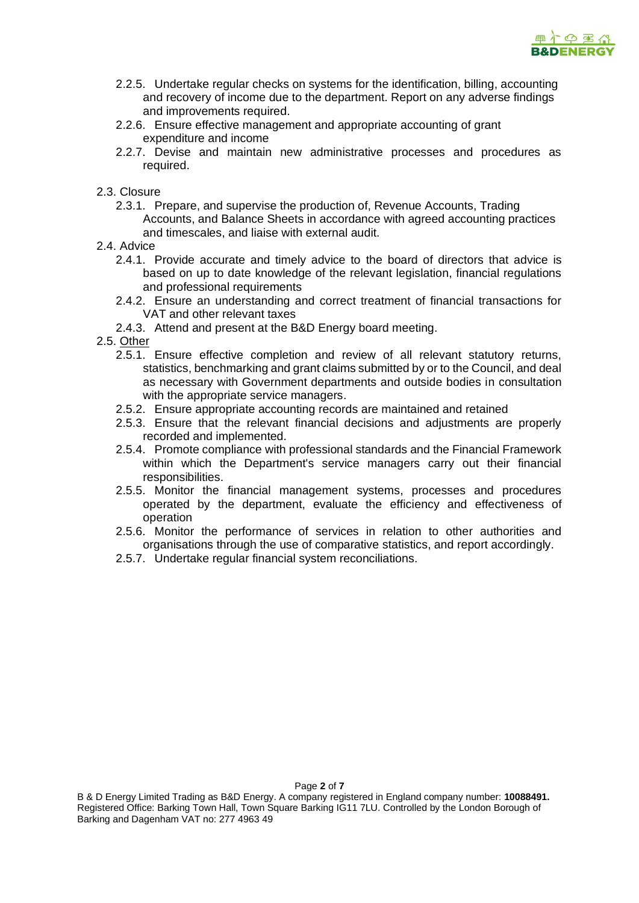- 2.2.5. Undertake regular checks on systems for the identification, billing, accounting and recovery of income due to the department. Report on any adverse findings and improvements required.
- 2.2.6. Ensure effective management and appropriate accounting of grant expenditure and income
- 2.2.7. Devise and maintain new administrative processes and procedures as required.

2.3. Closure

- 2.3.1. Prepare, and supervise the production of, Revenue Accounts, Trading Accounts, and Balance Sheets in accordance with agreed accounting practices and timescales, and liaise with external audit.

2.4. Advice

- 2.4.1. Provide accurate and timely advice to the board of directors that advice is based on up to date knowledge of the relevant legislation, financial regulations and professional requirements
- 2.4.2. Ensure an understanding and correct treatment of financial transactions for VAT and other relevant taxes
- 2.4.3. Attend and present at the B&D Energy board meeting.

2.5. <u>Other</u>

- 2.5.1. Ensure effective completion and review of all relevant statutory returns, statistics, benchmarking and grant claims submitted by or to the Council, and deal as necessary with Government departments and outside bodies in consultation with the appropriate service managers.
- 2.5.2. Ensure appropriate accounting records are maintained and retained
- 2.5.3. Ensure that the relevant financial decisions and adjustments are properly recorded and implemented.
- 2.5.4. Promote compliance with professional standards and the Financial Framework within which the Department's service managers carry out their financial responsibilities.
- 2.5.5. Monitor the financial management systems, processes and procedures operated by the department, evaluate the efficiency and effectiveness of operation
- 2.5.6. Monitor the performance of services in relation to other authorities and organisations through the use of comparative statistics, and report accordingly.
- 2.5.7. Undertake regular financial system reconciliations.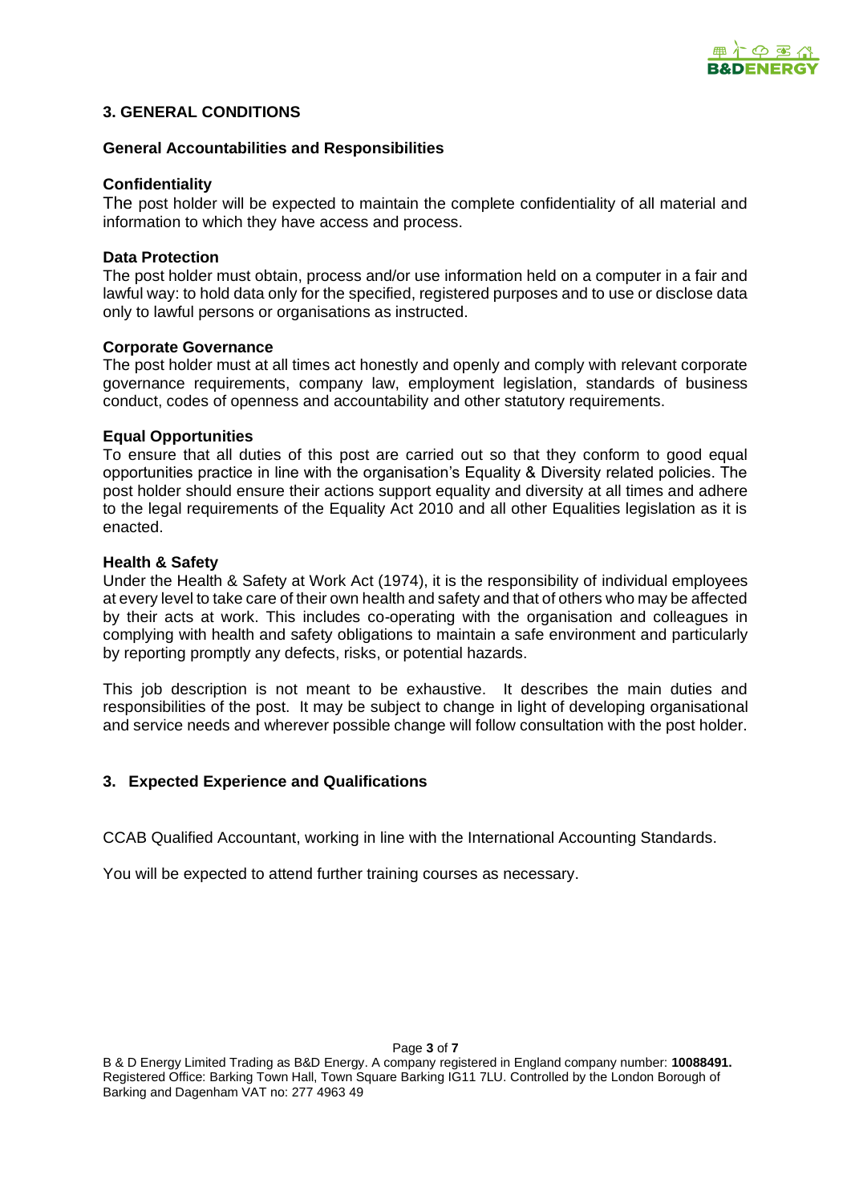## 3. GENERAL CONDITIONS

### General Accountabilities and Responsibilities

**Confidentiality**
The post holder will be expected to maintain the complete confidentiality of all material and information to which they have access and process.

**Data Protection**
The post holder must obtain, process and/or use information held on a computer in a fair and lawful way: to hold data only for the specified, registered purposes and to use or disclose data only to lawful persons or organisations as instructed.

**Corporate Governance**
The post holder must at all times act honestly and openly and comply with relevant corporate governance requirements, company law, employment legislation, standards of business conduct, codes of openness and accountability and other statutory requirements.

**Equal Opportunities**
To ensure that all duties of this post are carried out so that they conform to good equal opportunities practice in line with the organisation's Equality & Diversity related policies. The post holder should ensure their actions support equality and diversity at all times and adhere to the legal requirements of the Equality Act 2010 and all other Equalities legislation as it is enacted.

**Health & Safety**
Under the Health & Safety at Work Act (1974), it is the responsibility of individual employees at every level to take care of their own health and safety and that of others who may be affected by their acts at work. This includes co-operating with the organisation and colleagues in complying with health and safety obligations to maintain a safe environment and particularly by reporting promptly any defects, risks, or potential hazards.

This job description is not meant to be exhaustive. It describes the main duties and responsibilities of the post. It may be subject to change in light of developing organisational and service needs and wherever possible change will follow consultation with the post holder.

## 3. Expected Experience and Qualifications

CCAB Qualified Accountant, working in line with the International Accounting Standards.

You will be expected to attend further training courses as necessary.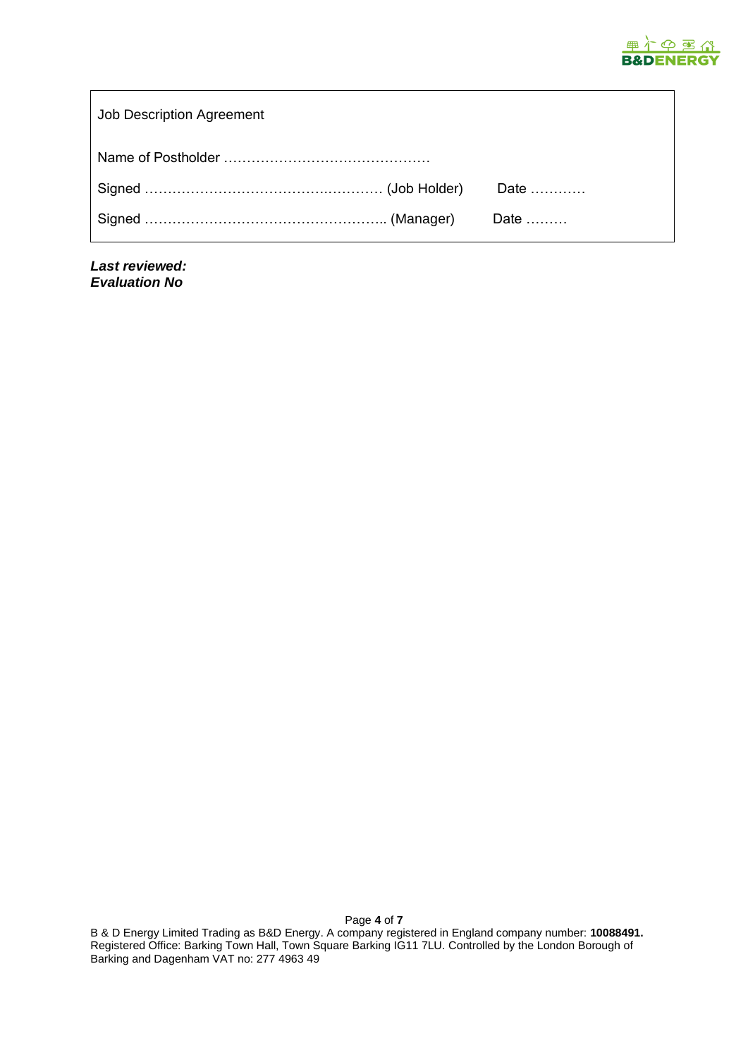Job Description Agreement

Name of Postholder ………………………………………

Signed ………………………………….………… (Job Holder) Date …………

Signed …………………………………………….. (Manager) Date ………

***Last reviewed:***
***Evaluation No***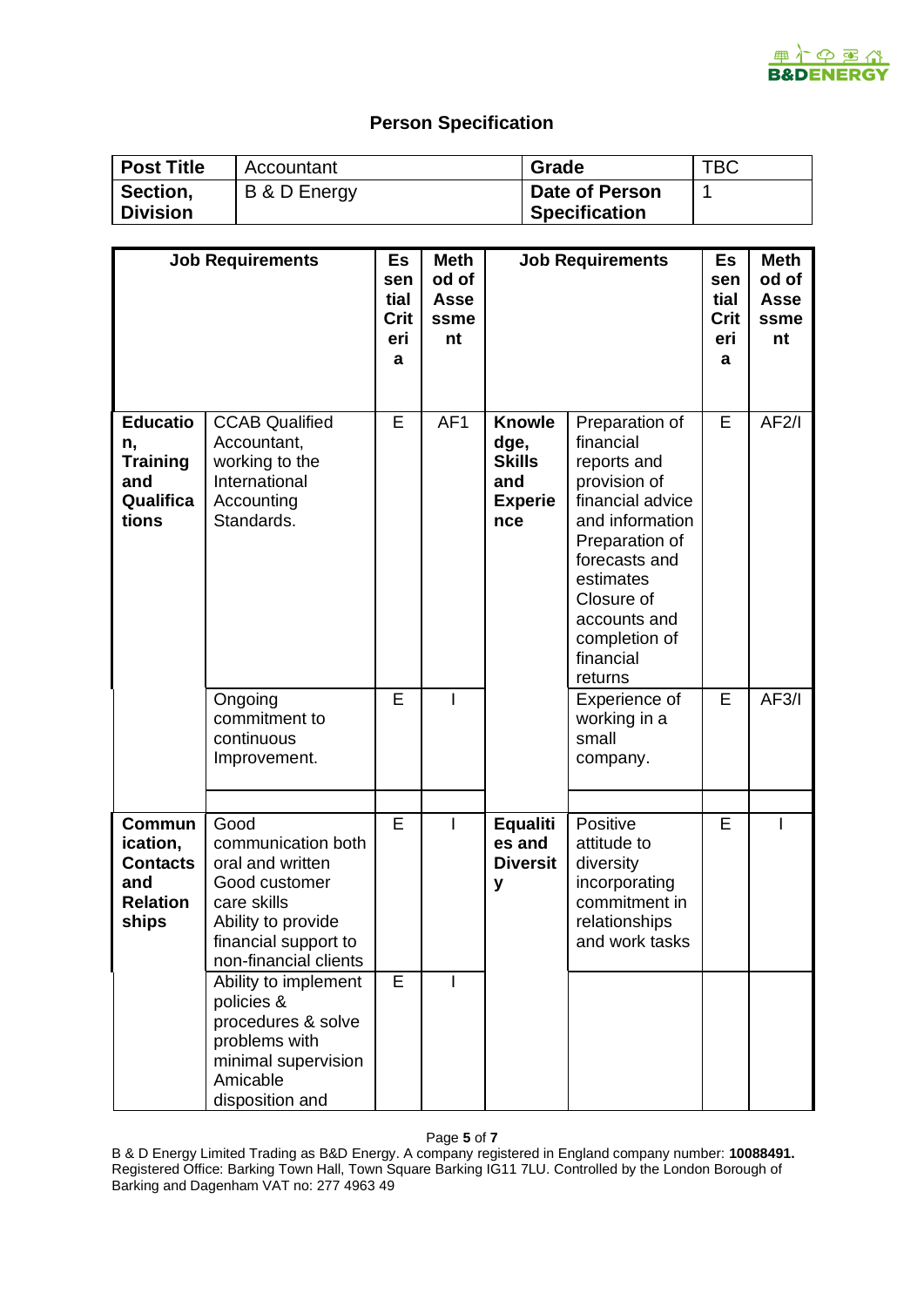## Person Specification

| Post Title | Accountant | Grade | TBC |
|---|---|---|---|
| Section, Division | B & D Energy | Date of Person Specification | 1 |

| Job Requirements | | Essential Criteria | Method of Assessment | Job Requirements | | Essential Criteria | Method of Assessment |
|---|---|---|---|---|---|---|---|
| **Education, Training and Qualifications** | CCAB Qualified Accountant, working to the International Accounting Standards. | E | AF1 | **Knowledge, Skills and Experience** | Preparation of financial reports and provision of financial advice and information Preparation of forecasts and estimates Closure of accounts and completion of financial returns | E | AF2/I |
| | Ongoing commitment to continuous Improvement. | E | I | | Experience of working in a small company. | E | AF3/I |
| | | | | | | | |
| **Communication, Contacts and Relationships** | Good communication both oral and written Good customer care skills Ability to provide financial support to non-financial clients | E | I | **Equalities and Diversity** | Positive attitude to diversity incorporating commitment in relationships and work tasks | E | I |
| | Ability to implement policies & procedures & solve problems with minimal supervision Amicable disposition and | E | I | | | | |

B & D Energy Limited Trading as B&D Energy. A company registered in England company number: **10088491.** Registered Office: Barking Town Hall, Town Square Barking IG11 7LU. Controlled by the London Borough of Barking and Dagenham VAT no: 277 4963 49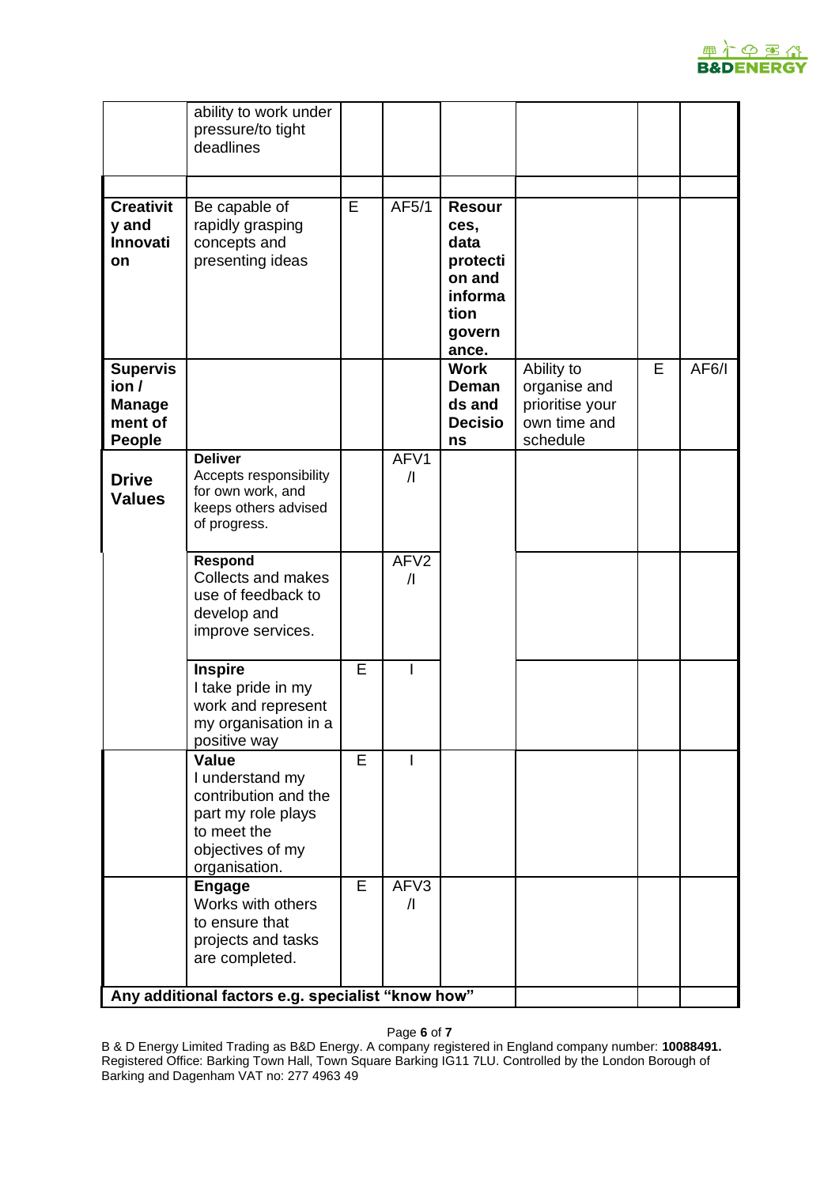| | | | | | | | |
|---|---|---|---|---|---|---|---|
| | ability to work under pressure/to tight deadlines | | | | | | |
| | | | | | | | |
| **Creativity and Innovation** | Be capable of rapidly grasping concepts and presenting ideas | E | AF5/1 | **Resources, data protection and information governance.** | | | |
| **Supervision / Management of People** | | | | **Work Demands and Decisions** | Ability to organise and prioritise your own time and schedule | E | AF6/I |
| **Drive Values** | **Deliver** Accepts responsibility for own work, and keeps others advised of progress. | | AFV1 /I | | | | |
| | **Respond** Collects and makes use of feedback to develop and improve services. | | AFV2 /I | | | | |
| | **Inspire** I take pride in my work and represent my organisation in a positive way | E | I | | | | |
| | **Value** I understand my contribution and the part my role plays to meet the objectives of my organisation. | E | I | | | | |
| | **Engage** Works with others to ensure that projects and tasks are completed. | E | AFV3 /I | | | | |
| **Any additional factors e.g. specialist "know how"** | | | | | | | |

B & D Energy Limited Trading as B&D Energy. A company registered in England company number: **10088491.** Registered Office: Barking Town Hall, Town Square Barking IG11 7LU. Controlled by the London Borough of Barking and Dagenham VAT no: 277 4963 49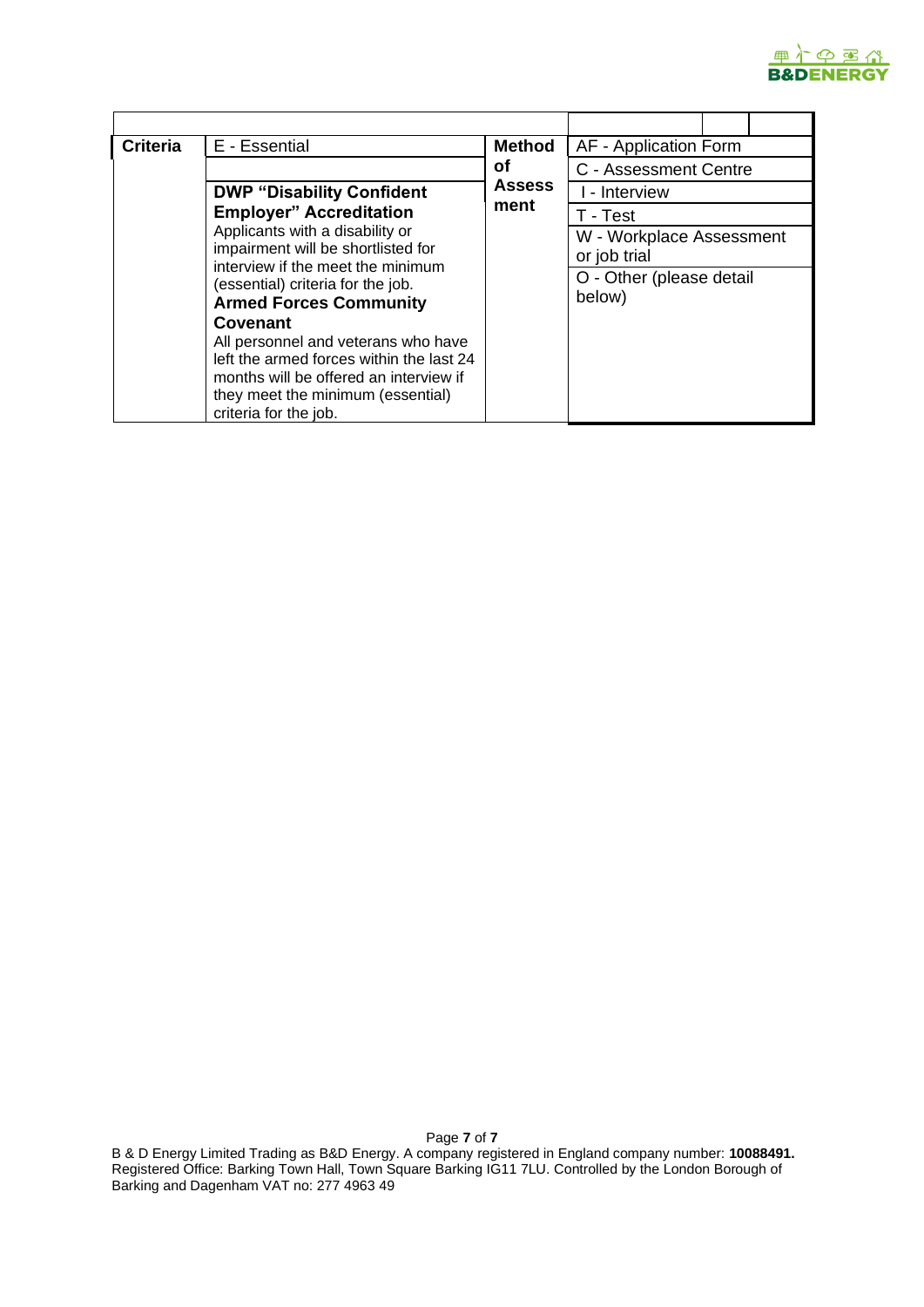| | | | | | |
|---|---|---|---|---|---|
| | | | | | |
| **Criteria** | E - Essential | **Method of Assessment** | AF - Application Form | | |
| | | | C - Assessment Centre | | |
| | **DWP "Disability Confident Employer" Accreditation**<br>Applicants with a disability or impairment will be shortlisted for interview if the meet the minimum (essential) criteria for the job.<br>**Armed Forces Community Covenant**<br>All personnel and veterans who have left the armed forces within the last 24 months will be offered an interview if they meet the minimum (essential) criteria for the job. | | I - Interview<br>T - Test<br>W - Workplace Assessment or job trial<br>O - Other (please detail below) | | |

B & D Energy Limited Trading as B&D Energy. A company registered in England company number: **10088491.** Registered Office: Barking Town Hall, Town Square Barking IG11 7LU. Controlled by the London Borough of Barking and Dagenham VAT no: 277 4963 49